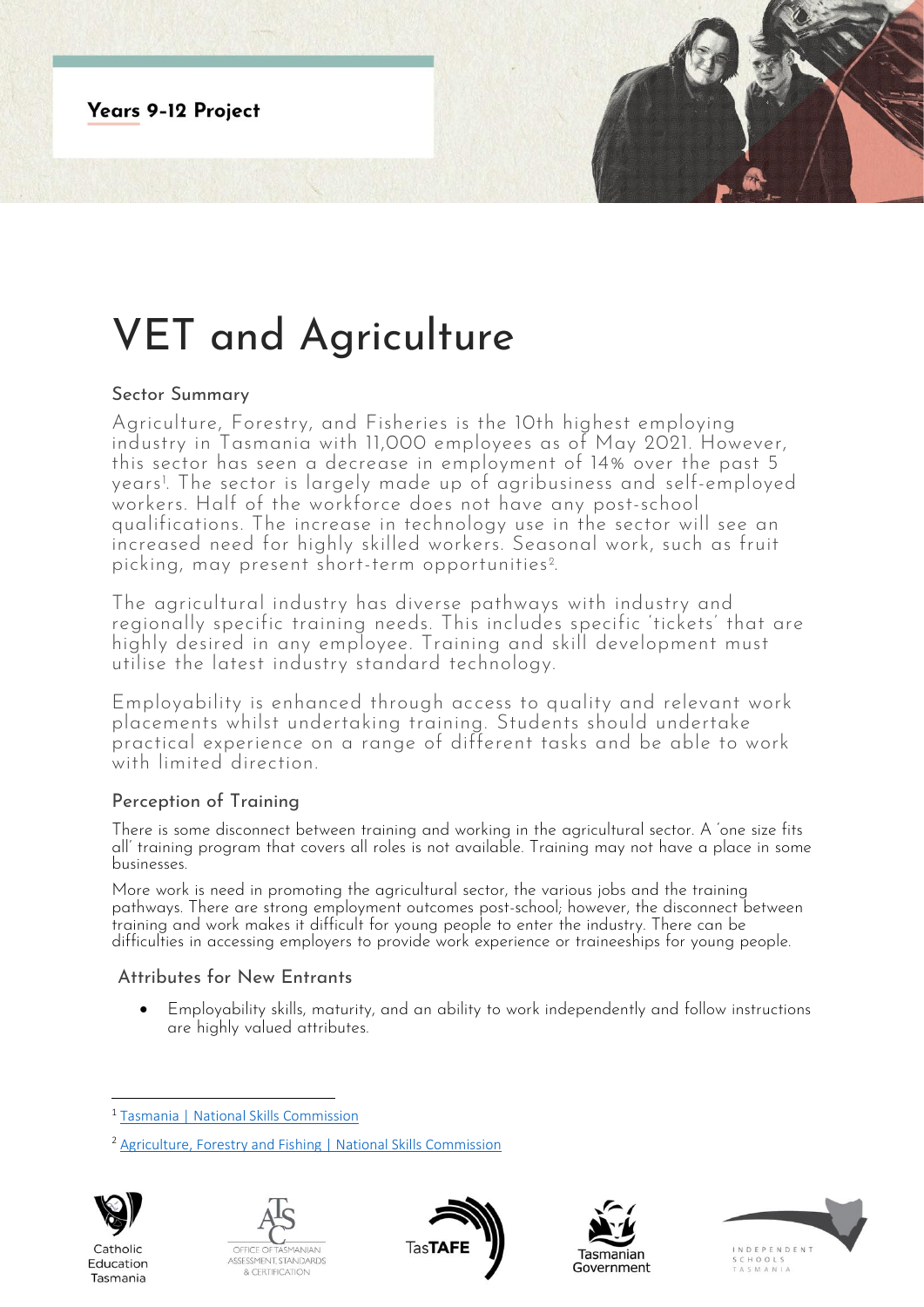Years 9-12 Project

# VET and Agriculture

## Sector Summary

Agriculture, Forestry, and Fisheries is the 10th highest employing industry in Tasmania with 11,000 employees as of May 2021. However, this sector has seen a decrease in employment of 14% over the past 5 years[1]. The sector is largely made up of agribusiness and self-employed workers. Half of the workforce does not have any post-school qualifications. The increase in technology use in the sector will see an increased need for highly skilled workers. Seasonal work, such as fruit picking, may present short-term opportunities[2].

The agricultural industry has diverse pathways with industry and regionally specific training needs. This includes specific 'tickets' that are highly desired in any employee. Training and skill development must utilise the latest industry standard technology.

Employability is enhanced through access to quality and relevant work placements whilst undertaking training. Students should undertake practical experience on a range of different tasks and be able to work with limited direction.

## Perception of Training

There is some disconnect between training and working in the agricultural sector. A 'one size fits all' training program that covers all roles is not available. Training may not have a place in some businesses.

More work is need in promoting the agricultural sector, the various jobs and the training pathways. There are strong employment outcomes post-school; however, the disconnect between training and work makes it difficult for young people to enter the industry. There can be difficulties in accessing employers to provide work experience or traineeships for young people.

## Attributes for New Entrants

- Employability skills, maturity, and an ability to work independently and follow instructions are highly valued attributes.

[1] Tasmania | National Skills Commission

[2] Agriculture, Forestry and Fishing | National Skills Commission

Catholic Education Tasmania | Office of Tasmanian Assessment, Standards & Certification | TasTAFE | Tasmanian Government | Independent Schools Tasmania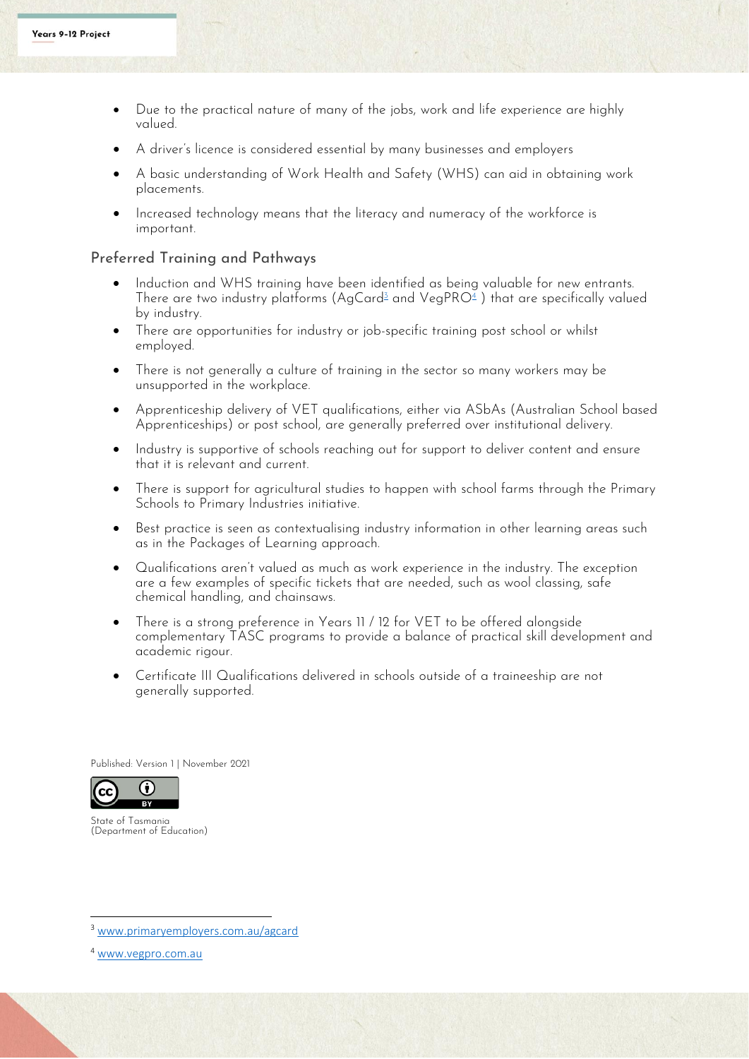- Due to the practical nature of many of the jobs, work and life experience are highly valued.
- A driver's licence is considered essential by many businesses and employers
- A basic understanding of Work Health and Safety (WHS) can aid in obtaining work placements.
- Increased technology means that the literacy and numeracy of the workforce is important.

## Preferred Training and Pathways

- Induction and WHS training have been identified as being valuable for new entrants. There are two industry platforms (AgCard[3] and VegPRO[4] ) that are specifically valued by industry.
- There are opportunities for industry or job-specific training post school or whilst employed.
- There is not generally a culture of training in the sector so many workers may be unsupported in the workplace.
- Apprenticeship delivery of VET qualifications, either via ASbAs (Australian School based Apprenticeships) or post school, are generally preferred over institutional delivery.
- Industry is supportive of schools reaching out for support to deliver content and ensure that it is relevant and current.
- There is support for agricultural studies to happen with school farms through the Primary Schools to Primary Industries initiative.
- Best practice is seen as contextualising industry information in other learning areas such as in the Packages of Learning approach.
- Qualifications aren't valued as much as work experience in the industry. The exception are a few examples of specific tickets that are needed, such as wool classing, safe chemical handling, and chainsaws.
- There is a strong preference in Years 11 / 12 for VET to be offered alongside complementary TASC programs to provide a balance of practical skill development and academic rigour.
- Certificate III Qualifications delivered in schools outside of a traineeship are not generally supported.

Published: Version 1 | November 2021

CC BY

State of Tasmania
(Department of Education)

---

[3] www.primaryemployers.com.au/agcard

[4] www.vegpro.com.au